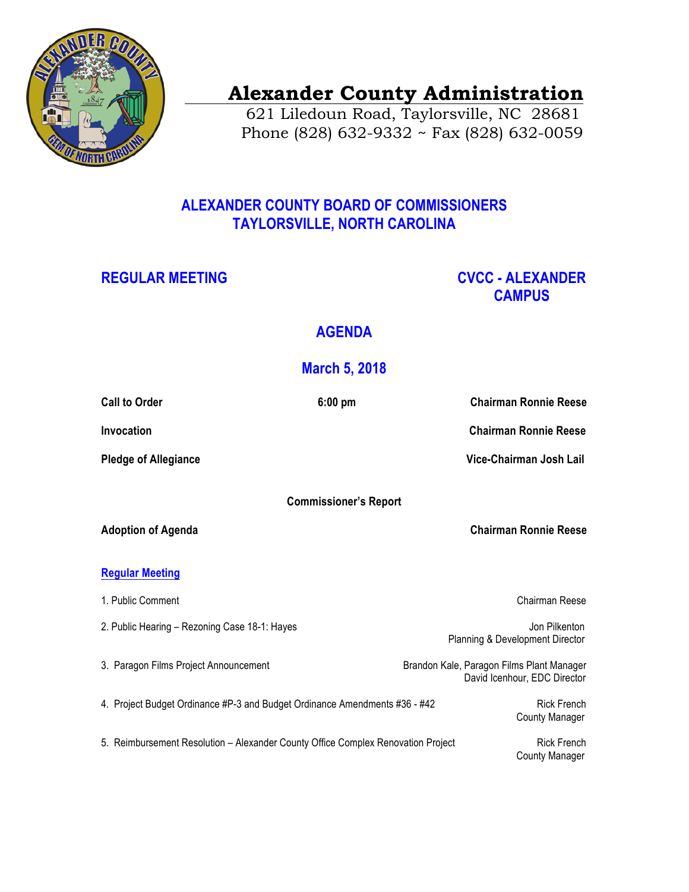# Alexander County Administration

621 Liledoun Road, Taylorsville, NC 28681
Phone (828) 632-9332 ~ Fax (828) 632-0059

## ALEXANDER COUNTY BOARD OF COMMISSIONERS
## TAYLORSVILLE, NORTH CAROLINA

**REGULAR MEETING** | **CVCC - ALEXANDER CAMPUS**

## AGENDA

## March 5, 2018

**Call to Order** — **6:00 pm** — **Chairman Ronnie Reese**

**Invocation** — **Chairman Ronnie Reese**

**Pledge of Allegiance** — **Vice-Chairman Josh Lail**

**Commissioner's Report**

**Adoption of Agenda** — **Chairman Ronnie Reese**

### Regular Meeting

1. Public Comment — Chairman Reese

2. Public Hearing – Rezoning Case 18-1: Hayes — Jon Pilkenton, Planning & Development Director

3. Paragon Films Project Announcement — Brandon Kale, Paragon Films Plant Manager; David Icenhour, EDC Director

4. Project Budget Ordinance #P-3 and Budget Ordinance Amendments #36 - #42 — Rick French, County Manager

5. Reimbursement Resolution – Alexander County Office Complex Renovation Project — Rick French, County Manager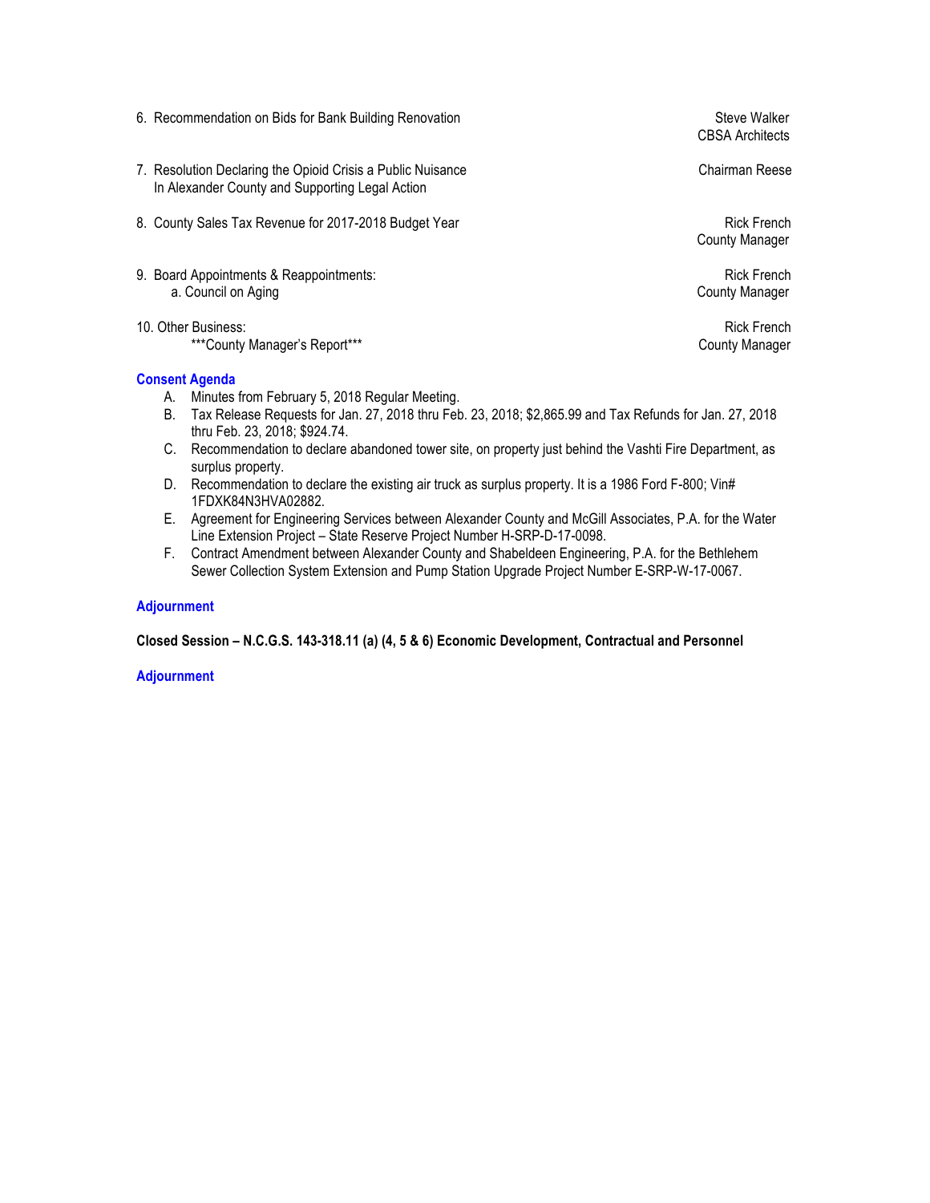6. Recommendation on Bids for Bank Building Renovation — Steve Walker, CBSA Architects

7. Resolution Declaring the Opioid Crisis a Public Nuisance In Alexander County and Supporting Legal Action — Chairman Reese

8. County Sales Tax Revenue for 2017-2018 Budget Year — Rick French, County Manager

9. Board Appointments & Reappointments: — Rick French, County Manager
   a. Council on Aging

10. Other Business: — Rick French, County Manager
    ***County Manager's Report***

**Consent Agenda**

A. Minutes from February 5, 2018 Regular Meeting.
B. Tax Release Requests for Jan. 27, 2018 thru Feb. 23, 2018; $2,865.99 and Tax Refunds for Jan. 27, 2018 thru Feb. 23, 2018; $924.74.
C. Recommendation to declare abandoned tower site, on property just behind the Vashti Fire Department, as surplus property.
D. Recommendation to declare the existing air truck as surplus property. It is a 1986 Ford F-800; Vin# 1FDXK84N3HVA02882.
E. Agreement for Engineering Services between Alexander County and McGill Associates, P.A. for the Water Line Extension Project – State Reserve Project Number H-SRP-D-17-0098.
F. Contract Amendment between Alexander County and Shabeldeen Engineering, P.A. for the Bethlehem Sewer Collection System Extension and Pump Station Upgrade Project Number E-SRP-W-17-0067.

**Adjournment**

**Closed Session – N.C.G.S. 143-318.11 (a) (4, 5 & 6) Economic Development, Contractual and Personnel**

**Adjournment**